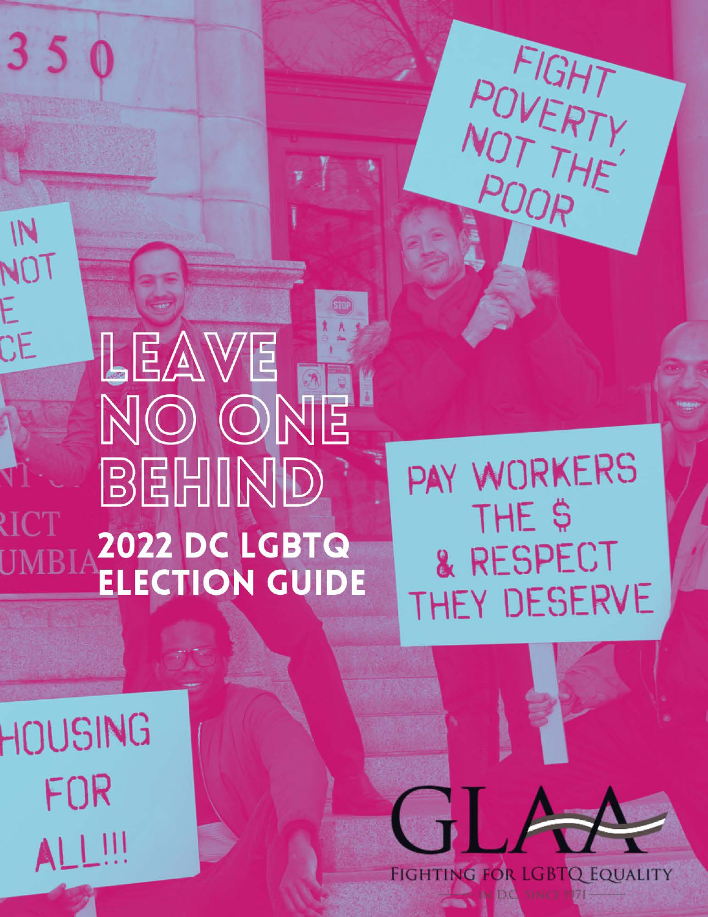# LEAVE NO ONE BEHIND

## 2022 DC LGBTQ ELECTION GUIDE

FIGHT POVERTY, NOT THE POOR

PAY WORKERS THE $ & RESPECT THEY DESERVE

HOUSING FOR ALL!!!

GLAA

FIGHTING FOR LGBTQ EQUALITY

IN D.C. SINCE 1971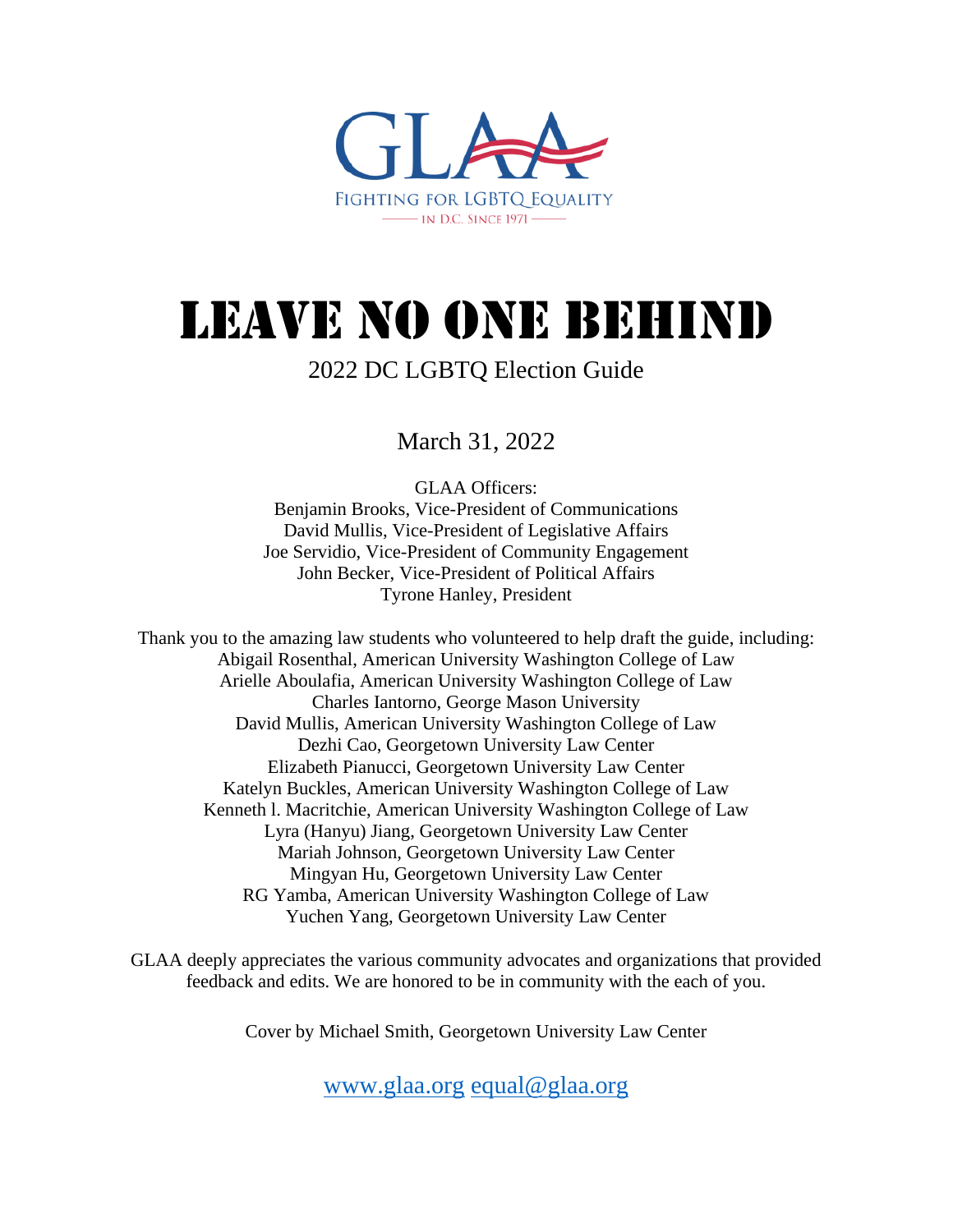GLAA

FIGHTING FOR LGBTQ EQUALITY

IN D.C. SINCE 1971

# LEAVE NO ONE BEHIND

## 2022 DC LGBTQ Election Guide

March 31, 2022

GLAA Officers:
Benjamin Brooks, Vice-President of Communications
David Mullis, Vice-President of Legislative Affairs
Joe Servidio, Vice-President of Community Engagement
John Becker, Vice-President of Political Affairs
Tyrone Hanley, President

Thank you to the amazing law students who volunteered to help draft the guide, including:
Abigail Rosenthal, American University Washington College of Law
Arielle Aboulafia, American University Washington College of Law
Charles Iantorno, George Mason University
David Mullis, American University Washington College of Law
Dezhi Cao, Georgetown University Law Center
Elizabeth Pianucci, Georgetown University Law Center
Katelyn Buckles, American University Washington College of Law
Kenneth l. Macritchie, American University Washington College of Law
Lyra (Hanyu) Jiang, Georgetown University Law Center
Mariah Johnson, Georgetown University Law Center
Mingyan Hu, Georgetown University Law Center
RG Yamba, American University Washington College of Law
Yuchen Yang, Georgetown University Law Center

GLAA deeply appreciates the various community advocates and organizations that provided feedback and edits. We are honored to be in community with the each of you.

Cover by Michael Smith, Georgetown University Law Center

www.glaa.org equal@glaa.org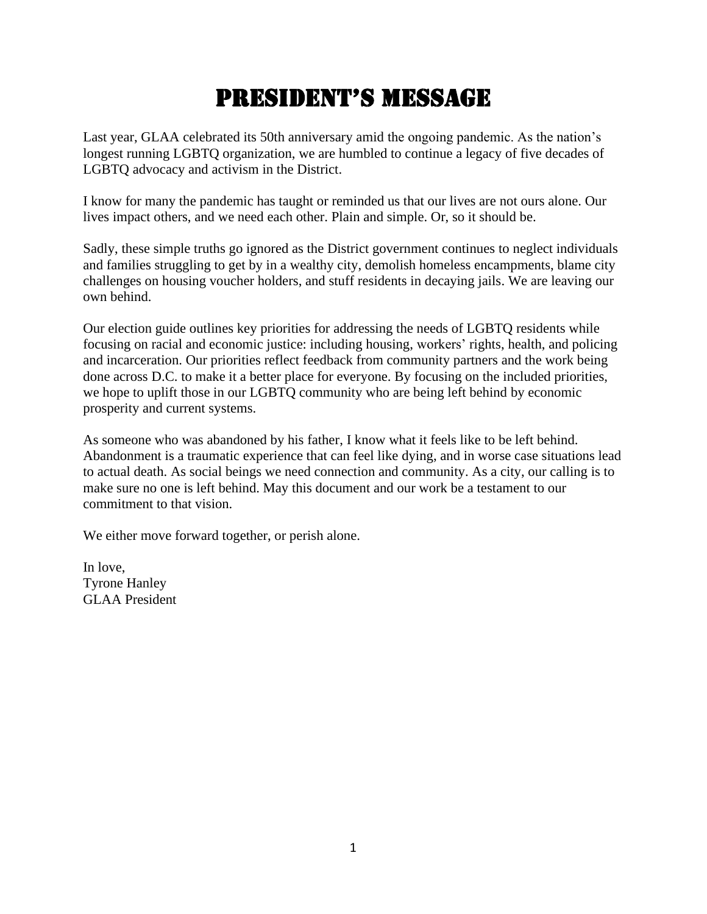# PRESIDENT'S MESSAGE

Last year, GLAA celebrated its 50th anniversary amid the ongoing pandemic. As the nation's longest running LGBTQ organization, we are humbled to continue a legacy of five decades of LGBTQ advocacy and activism in the District.

I know for many the pandemic has taught or reminded us that our lives are not ours alone. Our lives impact others, and we need each other. Plain and simple. Or, so it should be.

Sadly, these simple truths go ignored as the District government continues to neglect individuals and families struggling to get by in a wealthy city, demolish homeless encampments, blame city challenges on housing voucher holders, and stuff residents in decaying jails. We are leaving our own behind.

Our election guide outlines key priorities for addressing the needs of LGBTQ residents while focusing on racial and economic justice: including housing, workers' rights, health, and policing and incarceration. Our priorities reflect feedback from community partners and the work being done across D.C. to make it a better place for everyone. By focusing on the included priorities, we hope to uplift those in our LGBTQ community who are being left behind by economic prosperity and current systems.

As someone who was abandoned by his father, I know what it feels like to be left behind. Abandonment is a traumatic experience that can feel like dying, and in worse case situations lead to actual death. As social beings we need connection and community. As a city, our calling is to make sure no one is left behind. May this document and our work be a testament to our commitment to that vision.

We either move forward together, or perish alone.

In love,
Tyrone Hanley
GLAA President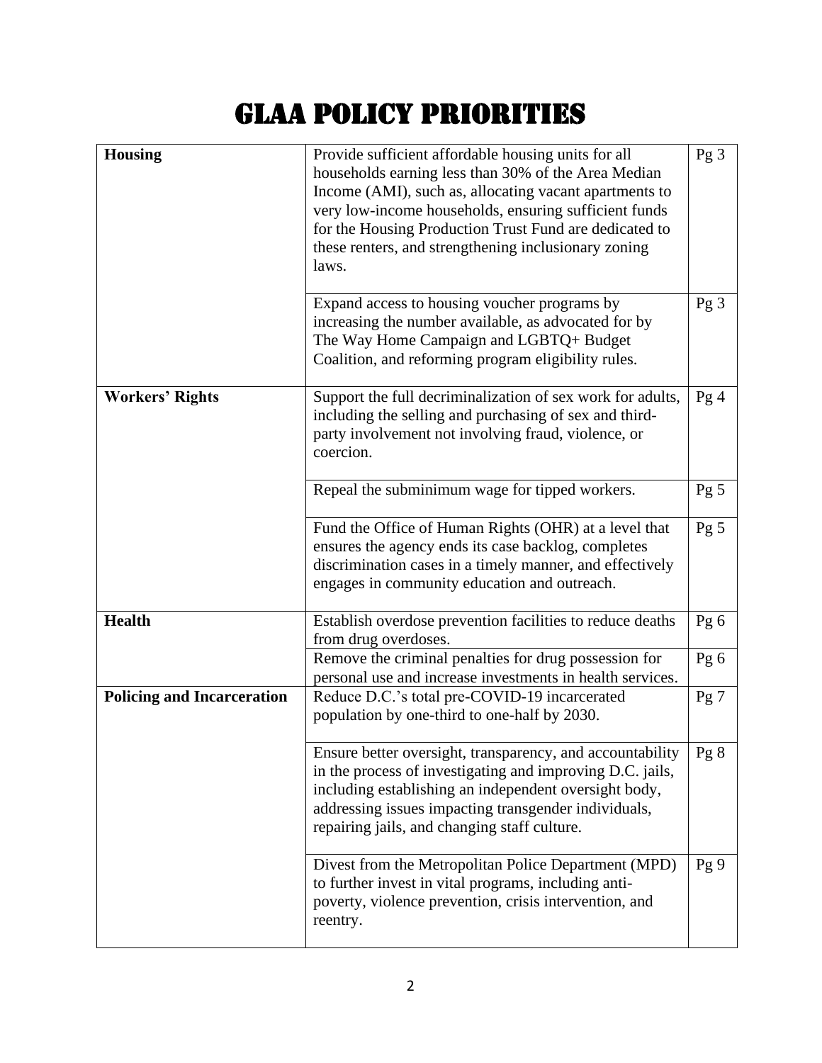# GLAA POLICY PRIORITIES

| | | |
|---|---|---|
| **Housing** | Provide sufficient affordable housing units for all households earning less than 30% of the Area Median Income (AMI), such as, allocating vacant apartments to very low-income households, ensuring sufficient funds for the Housing Production Trust Fund are dedicated to these renters, and strengthening inclusionary zoning laws. | Pg 3 |
| | Expand access to housing voucher programs by increasing the number available, as advocated for by The Way Home Campaign and LGBTQ+ Budget Coalition, and reforming program eligibility rules. | Pg 3 |
| **Workers' Rights** | Support the full decriminalization of sex work for adults, including the selling and purchasing of sex and third-party involvement not involving fraud, violence, or coercion. | Pg 4 |
| | Repeal the subminimum wage for tipped workers. | Pg 5 |
| | Fund the Office of Human Rights (OHR) at a level that ensures the agency ends its case backlog, completes discrimination cases in a timely manner, and effectively engages in community education and outreach. | Pg 5 |
| **Health** | Establish overdose prevention facilities to reduce deaths from drug overdoses. | Pg 6 |
| | Remove the criminal penalties for drug possession for personal use and increase investments in health services. | Pg 6 |
| **Policing and Incarceration** | Reduce D.C.'s total pre-COVID-19 incarcerated population by one-third to one-half by 2030. | Pg 7 |
| | Ensure better oversight, transparency, and accountability in the process of investigating and improving D.C. jails, including establishing an independent oversight body, addressing issues impacting transgender individuals, repairing jails, and changing staff culture. | Pg 8 |
| | Divest from the Metropolitan Police Department (MPD) to further invest in vital programs, including anti-poverty, violence prevention, crisis intervention, and reentry. | Pg 9 |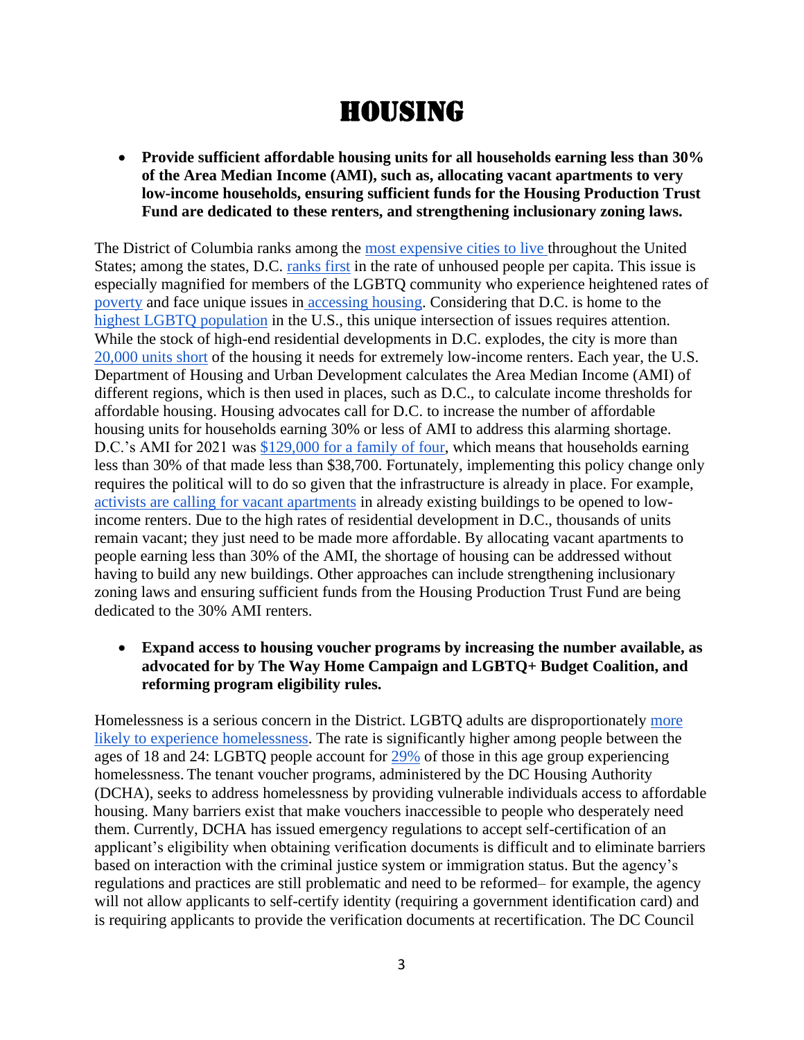# Housing

- **Provide sufficient affordable housing units for all households earning less than 30% of the Area Median Income (AMI), such as, allocating vacant apartments to very low-income households, ensuring sufficient funds for the Housing Production Trust Fund are dedicated to these renters, and strengthening inclusionary zoning laws.**

The District of Columbia ranks among the most expensive cities to live throughout the United States; among the states, D.C. ranks first in the rate of unhoused people per capita. This issue is especially magnified for members of the LGBTQ community who experience heightened rates of poverty and face unique issues in accessing housing. Considering that D.C. is home to the highest LGBTQ population in the U.S., this unique intersection of issues requires attention. While the stock of high-end residential developments in D.C. explodes, the city is more than 20,000 units short of the housing it needs for extremely low-income renters. Each year, the U.S. Department of Housing and Urban Development calculates the Area Median Income (AMI) of different regions, which is then used in places, such as D.C., to calculate income thresholds for affordable housing. Housing advocates call for D.C. to increase the number of affordable housing units for households earning 30% or less of AMI to address this alarming shortage. D.C.'s AMI for 2021 was $129,000 for a family of four, which means that households earning less than 30% of that made less than $38,700. Fortunately, implementing this policy change only requires the political will to do so given that the infrastructure is already in place. For example, activists are calling for vacant apartments in already existing buildings to be opened to low-income renters. Due to the high rates of residential development in D.C., thousands of units remain vacant; they just need to be made more affordable. By allocating vacant apartments to people earning less than 30% of the AMI, the shortage of housing can be addressed without having to build any new buildings. Other approaches can include strengthening inclusionary zoning laws and ensuring sufficient funds from the Housing Production Trust Fund are being dedicated to the 30% AMI renters.

- **Expand access to housing voucher programs by increasing the number available, as advocated for by The Way Home Campaign and LGBTQ+ Budget Coalition, and reforming program eligibility rules.**

Homelessness is a serious concern in the District. LGBTQ adults are disproportionately more likely to experience homelessness. The rate is significantly higher among people between the ages of 18 and 24: LGBTQ people account for 29% of those in this age group experiencing homelessness. The tenant voucher programs, administered by the DC Housing Authority (DCHA), seeks to address homelessness by providing vulnerable individuals access to affordable housing. Many barriers exist that make vouchers inaccessible to people who desperately need them. Currently, DCHA has issued emergency regulations to accept self-certification of an applicant's eligibility when obtaining verification documents is difficult and to eliminate barriers based on interaction with the criminal justice system or immigration status. But the agency's regulations and practices are still problematic and need to be reformed– for example, the agency will not allow applicants to self-certify identity (requiring a government identification card) and is requiring applicants to provide the verification documents at recertification. The DC Council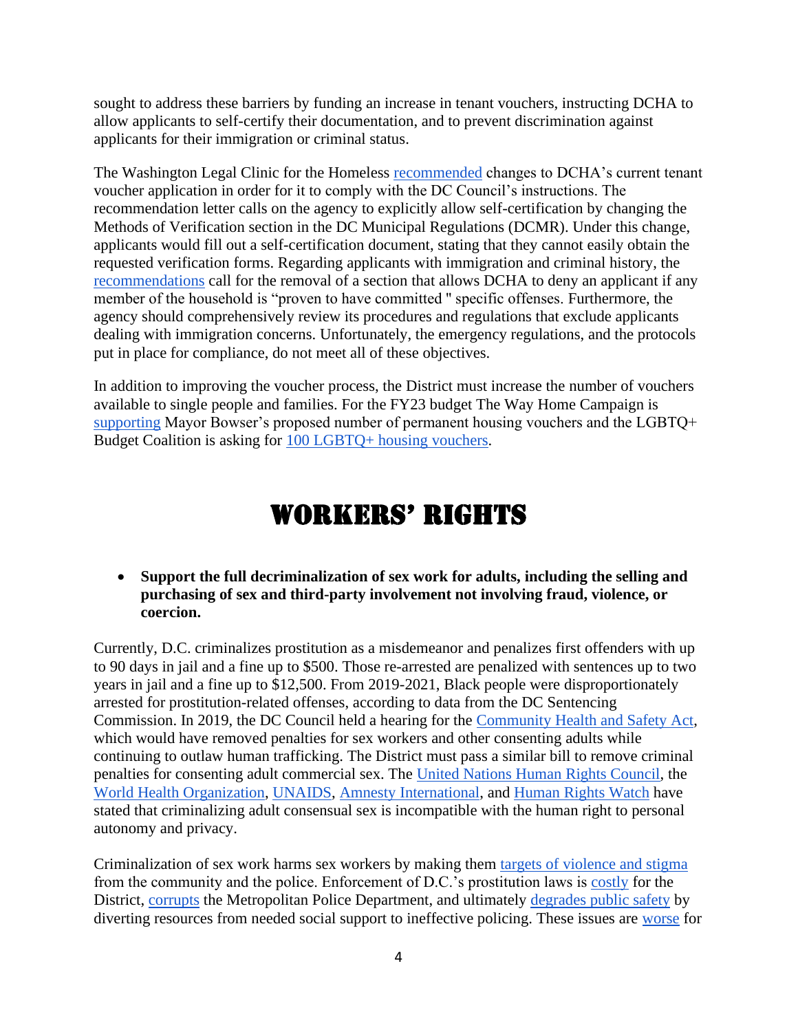sought to address these barriers by funding an increase in tenant vouchers, instructing DCHA to allow applicants to self-certify their documentation, and to prevent discrimination against applicants for their immigration or criminal status.

The Washington Legal Clinic for the Homeless recommended changes to DCHA's current tenant voucher application in order for it to comply with the DC Council's instructions. The recommendation letter calls on the agency to explicitly allow self-certification by changing the Methods of Verification section in the DC Municipal Regulations (DCMR). Under this change, applicants would fill out a self-certification document, stating that they cannot easily obtain the requested verification forms. Regarding applicants with immigration and criminal history, the recommendations call for the removal of a section that allows DCHA to deny an applicant if any member of the household is "proven to have committed " specific offenses. Furthermore, the agency should comprehensively review its procedures and regulations that exclude applicants dealing with immigration concerns. Unfortunately, the emergency regulations, and the protocols put in place for compliance, do not meet all of these objectives.

In addition to improving the voucher process, the District must increase the number of vouchers available to single people and families. For the FY23 budget The Way Home Campaign is supporting Mayor Bowser's proposed number of permanent housing vouchers and the LGBTQ+ Budget Coalition is asking for 100 LGBTQ+ housing vouchers.

# WORKERS' RIGHTS

- **Support the full decriminalization of sex work for adults, including the selling and purchasing of sex and third-party involvement not involving fraud, violence, or coercion.**

Currently, D.C. criminalizes prostitution as a misdemeanor and penalizes first offenders with up to 90 days in jail and a fine up to $500. Those re-arrested are penalized with sentences up to two years in jail and a fine up to $12,500. From 2019-2021, Black people were disproportionately arrested for prostitution-related offenses, according to data from the DC Sentencing Commission. In 2019, the DC Council held a hearing for the Community Health and Safety Act, which would have removed penalties for sex workers and other consenting adults while continuing to outlaw human trafficking. The District must pass a similar bill to remove criminal penalties for consenting adult commercial sex. The United Nations Human Rights Council, the World Health Organization, UNAIDS, Amnesty International, and Human Rights Watch have stated that criminalizing adult consensual sex is incompatible with the human right to personal autonomy and privacy.

Criminalization of sex work harms sex workers by making them targets of violence and stigma from the community and the police. Enforcement of D.C.'s prostitution laws is costly for the District, corrupts the Metropolitan Police Department, and ultimately degrades public safety by diverting resources from needed social support to ineffective policing. These issues are worse for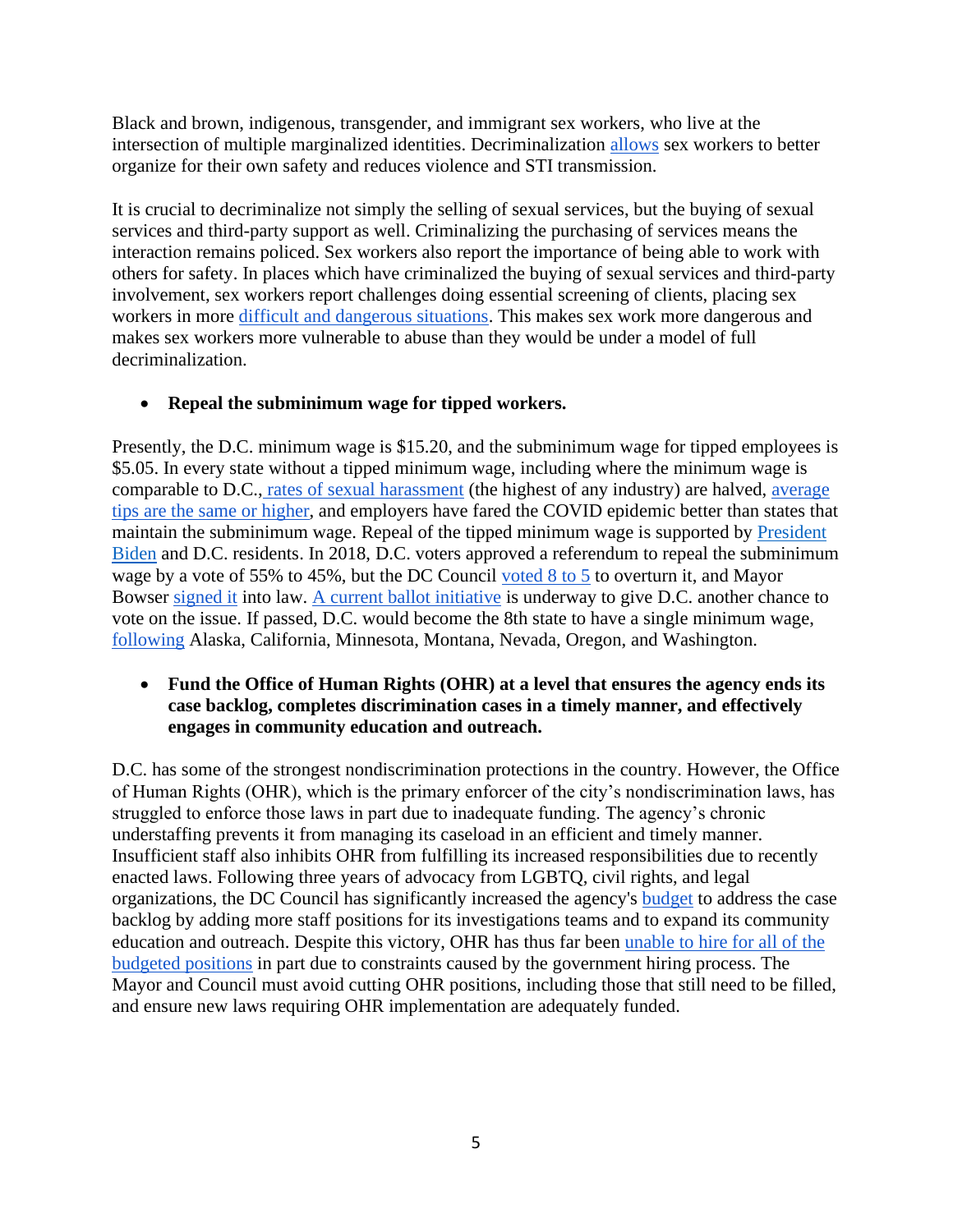Black and brown, indigenous, transgender, and immigrant sex workers, who live at the intersection of multiple marginalized identities. Decriminalization allows sex workers to better organize for their own safety and reduces violence and STI transmission.

It is crucial to decriminalize not simply the selling of sexual services, but the buying of sexual services and third-party support as well. Criminalizing the purchasing of services means the interaction remains policed. Sex workers also report the importance of being able to work with others for safety. In places which have criminalized the buying of sexual services and third-party involvement, sex workers report challenges doing essential screening of clients, placing sex workers in more difficult and dangerous situations. This makes sex work more dangerous and makes sex workers more vulnerable to abuse than they would be under a model of full decriminalization.

- **Repeal the subminimum wage for tipped workers.**

Presently, the D.C. minimum wage is $15.20, and the subminimum wage for tipped employees is $5.05. In every state without a tipped minimum wage, including where the minimum wage is comparable to D.C., rates of sexual harassment (the highest of any industry) are halved, average tips are the same or higher, and employers have fared the COVID epidemic better than states that maintain the subminimum wage. Repeal of the tipped minimum wage is supported by President Biden and D.C. residents. In 2018, D.C. voters approved a referendum to repeal the subminimum wage by a vote of 55% to 45%, but the DC Council voted 8 to 5 to overturn it, and Mayor Bowser signed it into law. A current ballot initiative is underway to give D.C. another chance to vote on the issue. If passed, D.C. would become the 8th state to have a single minimum wage, following Alaska, California, Minnesota, Montana, Nevada, Oregon, and Washington.

- **Fund the Office of Human Rights (OHR) at a level that ensures the agency ends its case backlog, completes discrimination cases in a timely manner, and effectively engages in community education and outreach.**

D.C. has some of the strongest nondiscrimination protections in the country. However, the Office of Human Rights (OHR), which is the primary enforcer of the city's nondiscrimination laws, has struggled to enforce those laws in part due to inadequate funding. The agency's chronic understaffing prevents it from managing its caseload in an efficient and timely manner. Insufficient staff also inhibits OHR from fulfilling its increased responsibilities due to recently enacted laws. Following three years of advocacy from LGBTQ, civil rights, and legal organizations, the DC Council has significantly increased the agency's budget to address the case backlog by adding more staff positions for its investigations teams and to expand its community education and outreach. Despite this victory, OHR has thus far been unable to hire for all of the budgeted positions in part due to constraints caused by the government hiring process. The Mayor and Council must avoid cutting OHR positions, including those that still need to be filled, and ensure new laws requiring OHR implementation are adequately funded.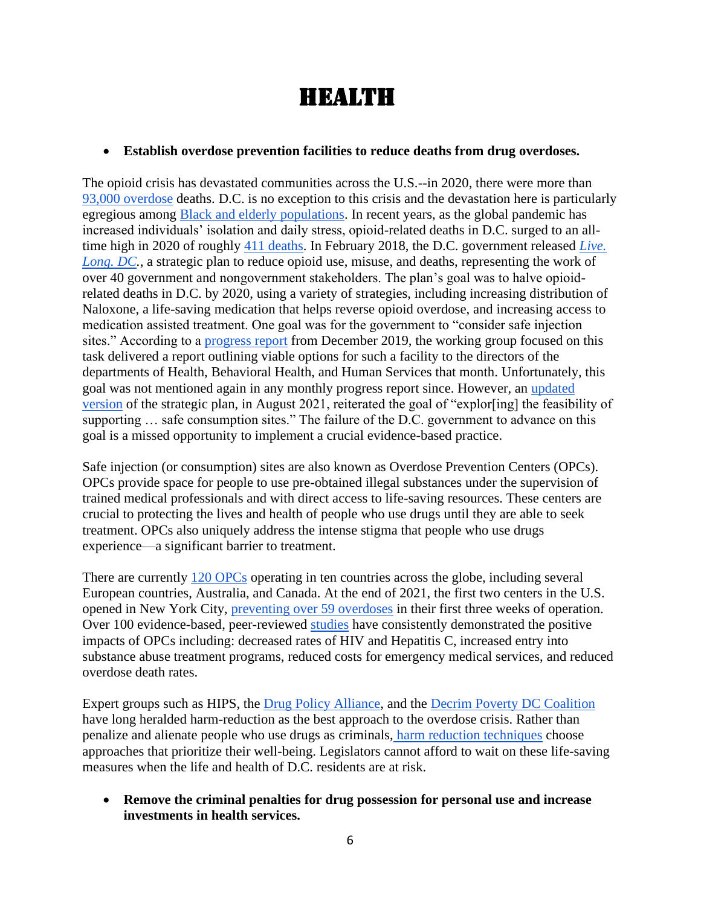# HEALTH

- **Establish overdose prevention facilities to reduce deaths from drug overdoses.**

The opioid crisis has devastated communities across the U.S.--in 2020, there were more than 93,000 overdose deaths. D.C. is no exception to this crisis and the devastation here is particularly egregious among Black and elderly populations. In recent years, as the global pandemic has increased individuals' isolation and daily stress, opioid-related deaths in D.C. surged to an all-time high in 2020 of roughly 411 deaths. In February 2018, the D.C. government released *Live. Long. DC.*, a strategic plan to reduce opioid use, misuse, and deaths, representing the work of over 40 government and nongovernment stakeholders. The plan's goal was to halve opioid-related deaths in D.C. by 2020, using a variety of strategies, including increasing distribution of Naloxone, a life-saving medication that helps reverse opioid overdose, and increasing access to medication assisted treatment. One goal was for the government to "consider safe injection sites." According to a progress report from December 2019, the working group focused on this task delivered a report outlining viable options for such a facility to the directors of the departments of Health, Behavioral Health, and Human Services that month. Unfortunately, this goal was not mentioned again in any monthly progress report since. However, an updated version of the strategic plan, in August 2021, reiterated the goal of "explor[ing] the feasibility of supporting … safe consumption sites." The failure of the D.C. government to advance on this goal is a missed opportunity to implement a crucial evidence-based practice.

Safe injection (or consumption) sites are also known as Overdose Prevention Centers (OPCs). OPCs provide space for people to use pre-obtained illegal substances under the supervision of trained medical professionals and with direct access to life-saving resources. These centers are crucial to protecting the lives and health of people who use drugs until they are able to seek treatment. OPCs also uniquely address the intense stigma that people who use drugs experience—a significant barrier to treatment.

There are currently 120 OPCs operating in ten countries across the globe, including several European countries, Australia, and Canada. At the end of 2021, the first two centers in the U.S. opened in New York City, preventing over 59 overdoses in their first three weeks of operation. Over 100 evidence-based, peer-reviewed studies have consistently demonstrated the positive impacts of OPCs including: decreased rates of HIV and Hepatitis C, increased entry into substance abuse treatment programs, reduced costs for emergency medical services, and reduced overdose death rates.

Expert groups such as HIPS, the Drug Policy Alliance, and the Decrim Poverty DC Coalition have long heralded harm-reduction as the best approach to the overdose crisis. Rather than penalize and alienate people who use drugs as criminals, harm reduction techniques choose approaches that prioritize their well-being. Legislators cannot afford to wait on these life-saving measures when the life and health of D.C. residents are at risk.

- **Remove the criminal penalties for drug possession for personal use and increase investments in health services.**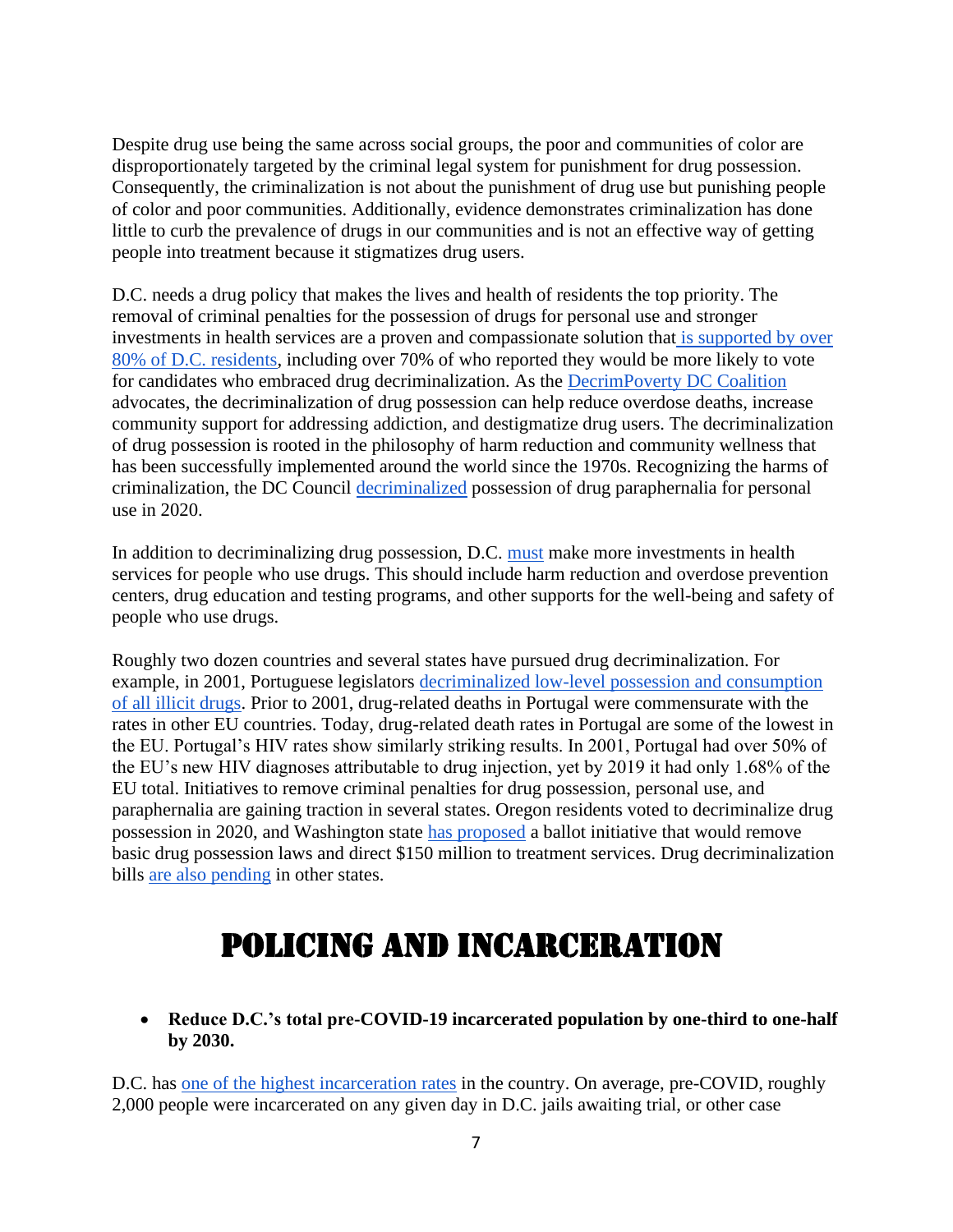Despite drug use being the same across social groups, the poor and communities of color are disproportionately targeted by the criminal legal system for punishment for drug possession. Consequently, the criminalization is not about the punishment of drug use but punishing people of color and poor communities. Additionally, evidence demonstrates criminalization has done little to curb the prevalence of drugs in our communities and is not an effective way of getting people into treatment because it stigmatizes drug users.

D.C. needs a drug policy that makes the lives and health of residents the top priority. The removal of criminal penalties for the possession of drugs for personal use and stronger investments in health services are a proven and compassionate solution that is supported by over 80% of D.C. residents, including over 70% of who reported they would be more likely to vote for candidates who embraced drug decriminalization. As the DecrimPoverty DC Coalition advocates, the decriminalization of drug possession can help reduce overdose deaths, increase community support for addressing addiction, and destigmatize drug users. The decriminalization of drug possession is rooted in the philosophy of harm reduction and community wellness that has been successfully implemented around the world since the 1970s. Recognizing the harms of criminalization, the DC Council decriminalized possession of drug paraphernalia for personal use in 2020.

In addition to decriminalizing drug possession, D.C. must make more investments in health services for people who use drugs. This should include harm reduction and overdose prevention centers, drug education and testing programs, and other supports for the well-being and safety of people who use drugs.

Roughly two dozen countries and several states have pursued drug decriminalization. For example, in 2001, Portuguese legislators decriminalized low-level possession and consumption of all illicit drugs. Prior to 2001, drug-related deaths in Portugal were commensurate with the rates in other EU countries. Today, drug-related death rates in Portugal are some of the lowest in the EU. Portugal's HIV rates show similarly striking results. In 2001, Portugal had over 50% of the EU's new HIV diagnoses attributable to drug injection, yet by 2019 it had only 1.68% of the EU total. Initiatives to remove criminal penalties for drug possession, personal use, and paraphernalia are gaining traction in several states. Oregon residents voted to decriminalize drug possession in 2020, and Washington state has proposed a ballot initiative that would remove basic drug possession laws and direct $150 million to treatment services. Drug decriminalization bills are also pending in other states.

# POLICING AND INCARCERATION

- **Reduce D.C.'s total pre-COVID-19 incarcerated population by one-third to one-half by 2030.**

D.C. has one of the highest incarceration rates in the country. On average, pre-COVID, roughly 2,000 people were incarcerated on any given day in D.C. jails awaiting trial, or other case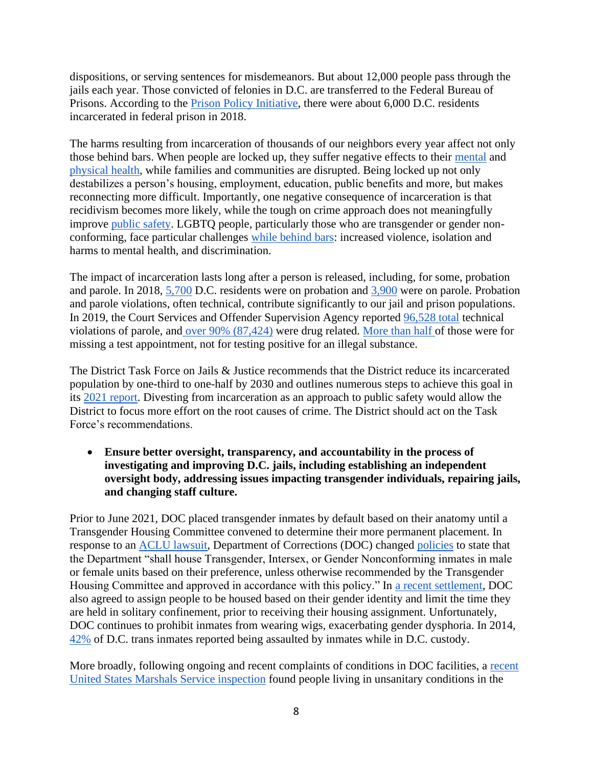dispositions, or serving sentences for misdemeanors. But about 12,000 people pass through the jails each year. Those convicted of felonies in D.C. are transferred to the Federal Bureau of Prisons. According to the Prison Policy Initiative, there were about 6,000 D.C. residents incarcerated in federal prison in 2018.

The harms resulting from incarceration of thousands of our neighbors every year affect not only those behind bars. When people are locked up, they suffer negative effects to their mental and physical health, while families and communities are disrupted. Being locked up not only destabilizes a person's housing, employment, education, public benefits and more, but makes reconnecting more difficult. Importantly, one negative consequence of incarceration is that recidivism becomes more likely, while the tough on crime approach does not meaningfully improve public safety. LGBTQ people, particularly those who are transgender or gender non-conforming, face particular challenges while behind bars: increased violence, isolation and harms to mental health, and discrimination.

The impact of incarceration lasts long after a person is released, including, for some, probation and parole. In 2018, 5,700 D.C. residents were on probation and 3,900 were on parole. Probation and parole violations, often technical, contribute significantly to our jail and prison populations. In 2019, the Court Services and Offender Supervision Agency reported 96,528 total technical violations of parole, and over 90% (87,424) were drug related. More than half of those were for missing a test appointment, not for testing positive for an illegal substance.

The District Task Force on Jails & Justice recommends that the District reduce its incarcerated population by one-third to one-half by 2030 and outlines numerous steps to achieve this goal in its 2021 report. Divesting from incarceration as an approach to public safety would allow the District to focus more effort on the root causes of crime. The District should act on the Task Force's recommendations.

- **Ensure better oversight, transparency, and accountability in the process of investigating and improving D.C. jails, including establishing an independent oversight body, addressing issues impacting transgender individuals, repairing jails, and changing staff culture.**

Prior to June 2021, DOC placed transgender inmates by default based on their anatomy until a Transgender Housing Committee convened to determine their more permanent placement. In response to an ACLU lawsuit, Department of Corrections (DOC) changed policies to state that the Department "shall house Transgender, Intersex, or Gender Nonconforming inmates in male or female units based on their preference, unless otherwise recommended by the Transgender Housing Committee and approved in accordance with this policy." In a recent settlement, DOC also agreed to assign people to be housed based on their gender identity and limit the time they are held in solitary confinement, prior to receiving their housing assignment. Unfortunately, DOC continues to prohibit inmates from wearing wigs, exacerbating gender dysphoria. In 2014, 42% of D.C. trans inmates reported being assaulted by inmates while in D.C. custody.

More broadly, following ongoing and recent complaints of conditions in DOC facilities, a recent United States Marshals Service inspection found people living in unsanitary conditions in the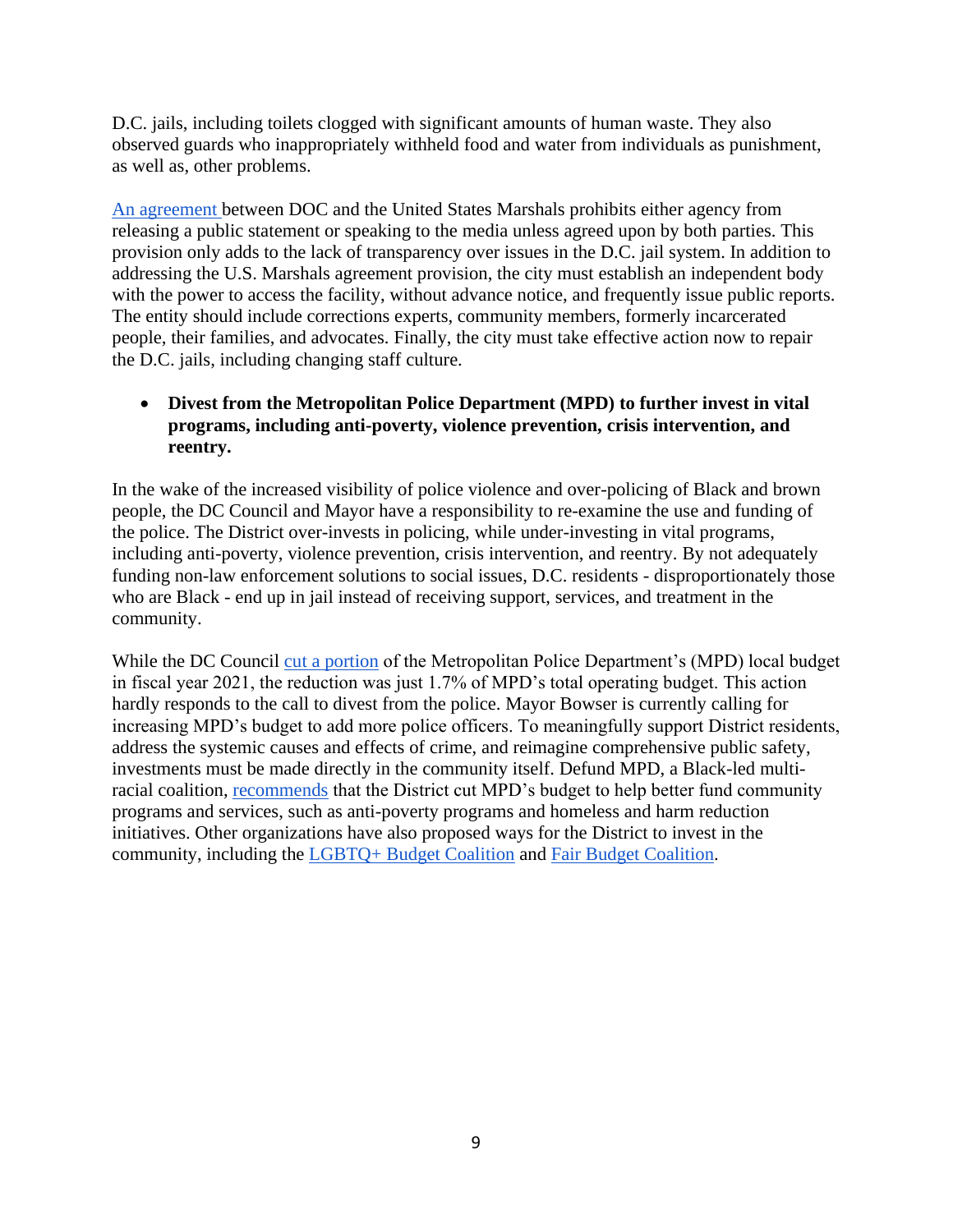D.C. jails, including toilets clogged with significant amounts of human waste. They also observed guards who inappropriately withheld food and water from individuals as punishment, as well as, other problems.

An agreement between DOC and the United States Marshals prohibits either agency from releasing a public statement or speaking to the media unless agreed upon by both parties. This provision only adds to the lack of transparency over issues in the D.C. jail system. In addition to addressing the U.S. Marshals agreement provision, the city must establish an independent body with the power to access the facility, without advance notice, and frequently issue public reports. The entity should include corrections experts, community members, formerly incarcerated people, their families, and advocates. Finally, the city must take effective action now to repair the D.C. jails, including changing staff culture.

- **Divest from the Metropolitan Police Department (MPD) to further invest in vital programs, including anti-poverty, violence prevention, crisis intervention, and reentry.**

In the wake of the increased visibility of police violence and over-policing of Black and brown people, the DC Council and Mayor have a responsibility to re-examine the use and funding of the police. The District over-invests in policing, while under-investing in vital programs, including anti-poverty, violence prevention, crisis intervention, and reentry. By not adequately funding non-law enforcement solutions to social issues, D.C. residents - disproportionately those who are Black - end up in jail instead of receiving support, services, and treatment in the community.

While the DC Council cut a portion of the Metropolitan Police Department's (MPD) local budget in fiscal year 2021, the reduction was just 1.7% of MPD's total operating budget. This action hardly responds to the call to divest from the police. Mayor Bowser is currently calling for increasing MPD's budget to add more police officers. To meaningfully support District residents, address the systemic causes and effects of crime, and reimagine comprehensive public safety, investments must be made directly in the community itself. Defund MPD, a Black-led multi-racial coalition, recommends that the District cut MPD's budget to help better fund community programs and services, such as anti-poverty programs and homeless and harm reduction initiatives. Other organizations have also proposed ways for the District to invest in the community, including the LGBTQ+ Budget Coalition and Fair Budget Coalition.